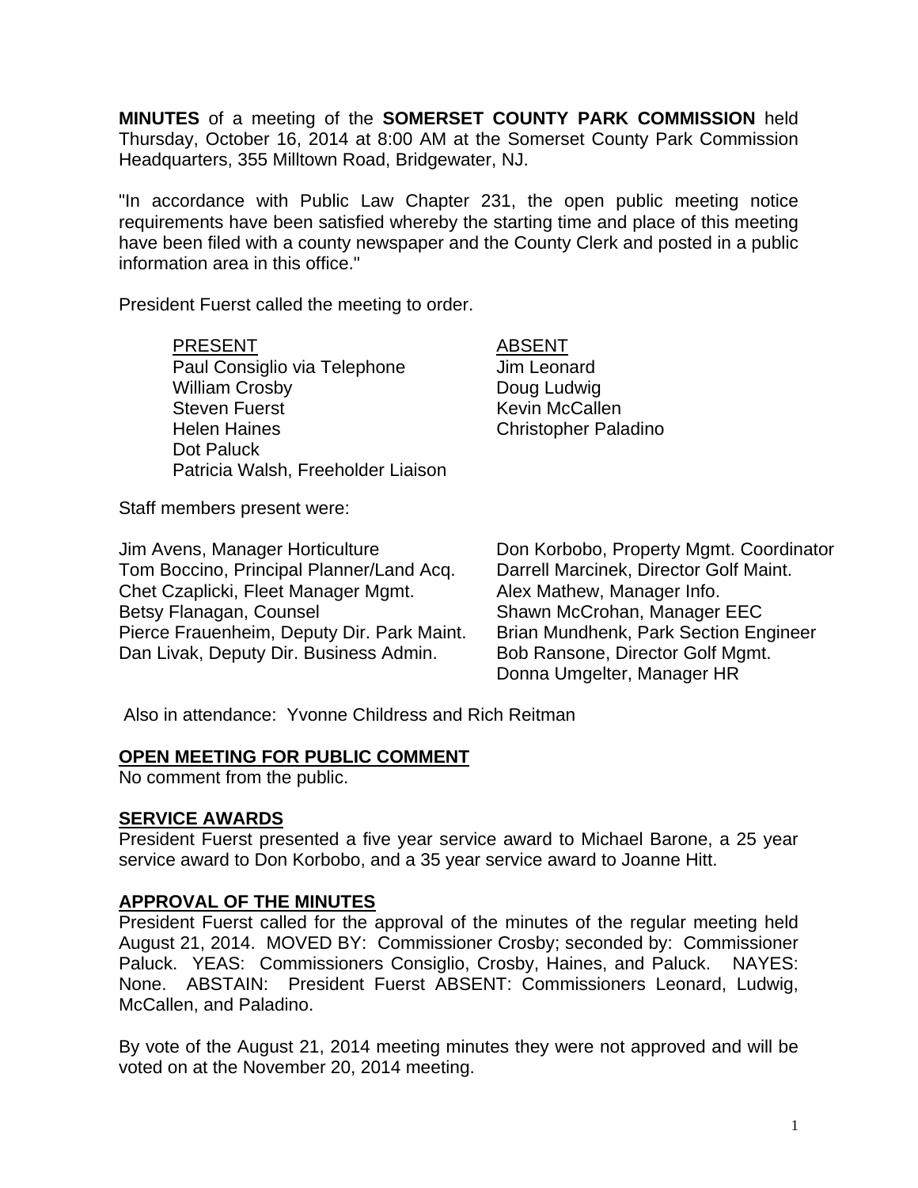**MINUTES** of a meeting of the **SOMERSET COUNTY PARK COMMISSION** held Thursday, October 16, 2014 at 8:00 AM at the Somerset County Park Commission Headquarters, 355 Milltown Road, Bridgewater, NJ.

"In accordance with Public Law Chapter 231, the open public meeting notice requirements have been satisfied whereby the starting time and place of this meeting have been filed with a county newspaper and the County Clerk and posted in a public information area in this office."

President Fuerst called the meeting to order.

| PRESENT | ABSENT |
|---|---|
| Paul Consiglio via Telephone | Jim Leonard |
| William Crosby | Doug Ludwig |
| Steven Fuerst | Kevin McCallen |
| Helen Haines | Christopher Paladino |
| Dot Paluck | |
| Patricia Walsh, Freeholder Liaison | |

Staff members present were:

| | |
|---|---|
| Jim Avens, Manager Horticulture | Don Korbobo, Property Mgmt. Coordinator |
| Tom Boccino, Principal Planner/Land Acq. | Darrell Marcinek, Director Golf Maint. |
| Chet Czaplicki, Fleet Manager Mgmt. | Alex Mathew, Manager Info. |
| Betsy Flanagan, Counsel | Shawn McCrohan, Manager EEC |
| Pierce Frauenheim, Deputy Dir. Park Maint. | Brian Mundhenk, Park Section Engineer |
| Dan Livak, Deputy Dir. Business Admin. | Bob Ransone, Director Golf Mgmt. |
| | Donna Umgelter, Manager HR |

Also in attendance: Yvonne Childress and Rich Reitman

## OPEN MEETING FOR PUBLIC COMMENT

No comment from the public.

## SERVICE AWARDS

President Fuerst presented a five year service award to Michael Barone, a 25 year service award to Don Korbobo, and a 35 year service award to Joanne Hitt.

## APPROVAL OF THE MINUTES

President Fuerst called for the approval of the minutes of the regular meeting held August 21, 2014. MOVED BY: Commissioner Crosby; seconded by: Commissioner Paluck. YEAS: Commissioners Consiglio, Crosby, Haines, and Paluck. NAYES: None. ABSTAIN: President Fuerst ABSENT: Commissioners Leonard, Ludwig, McCallen, and Paladino.

By vote of the August 21, 2014 meeting minutes they were not approved and will be voted on at the November 20, 2014 meeting.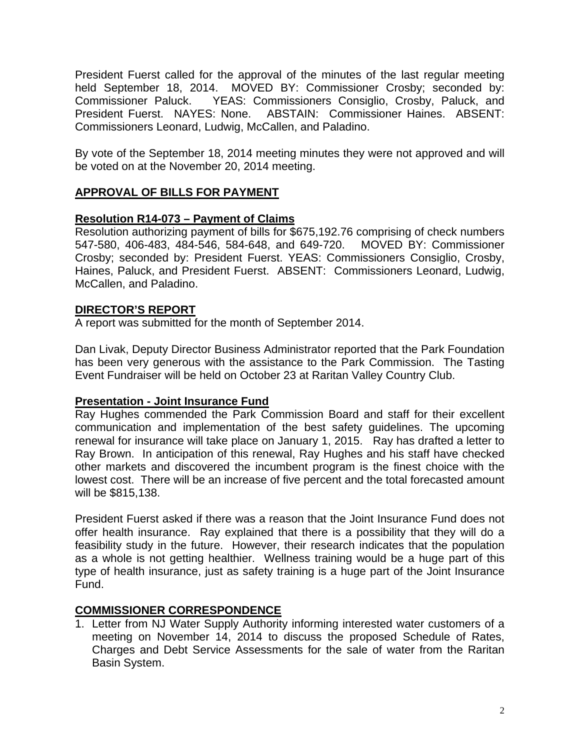President Fuerst called for the approval of the minutes of the last regular meeting held September 18, 2014. MOVED BY: Commissioner Crosby; seconded by: Commissioner Paluck. YEAS: Commissioners Consiglio, Crosby, Paluck, and President Fuerst. NAYES: None. ABSTAIN: Commissioner Haines. ABSENT: Commissioners Leonard, Ludwig, McCallen, and Paladino.

By vote of the September 18, 2014 meeting minutes they were not approved and will be voted on at the November 20, 2014 meeting.

## APPROVAL OF BILLS FOR PAYMENT

### Resolution R14-073 – Payment of Claims

Resolution authorizing payment of bills for $675,192.76 comprising of check numbers 547-580, 406-483, 484-546, 584-648, and 649-720. MOVED BY: Commissioner Crosby; seconded by: President Fuerst. YEAS: Commissioners Consiglio, Crosby, Haines, Paluck, and President Fuerst. ABSENT: Commissioners Leonard, Ludwig, McCallen, and Paladino.

## DIRECTOR'S REPORT

A report was submitted for the month of September 2014.

Dan Livak, Deputy Director Business Administrator reported that the Park Foundation has been very generous with the assistance to the Park Commission. The Tasting Event Fundraiser will be held on October 23 at Raritan Valley Country Club.

### Presentation - Joint Insurance Fund

Ray Hughes commended the Park Commission Board and staff for their excellent communication and implementation of the best safety guidelines. The upcoming renewal for insurance will take place on January 1, 2015. Ray has drafted a letter to Ray Brown. In anticipation of this renewal, Ray Hughes and his staff have checked other markets and discovered the incumbent program is the finest choice with the lowest cost. There will be an increase of five percent and the total forecasted amount will be $815,138.

President Fuerst asked if there was a reason that the Joint Insurance Fund does not offer health insurance. Ray explained that there is a possibility that they will do a feasibility study in the future. However, their research indicates that the population as a whole is not getting healthier. Wellness training would be a huge part of this type of health insurance, just as safety training is a huge part of the Joint Insurance Fund.

## COMMISSIONER CORRESPONDENCE

1. Letter from NJ Water Supply Authority informing interested water customers of a meeting on November 14, 2014 to discuss the proposed Schedule of Rates, Charges and Debt Service Assessments for the sale of water from the Raritan Basin System.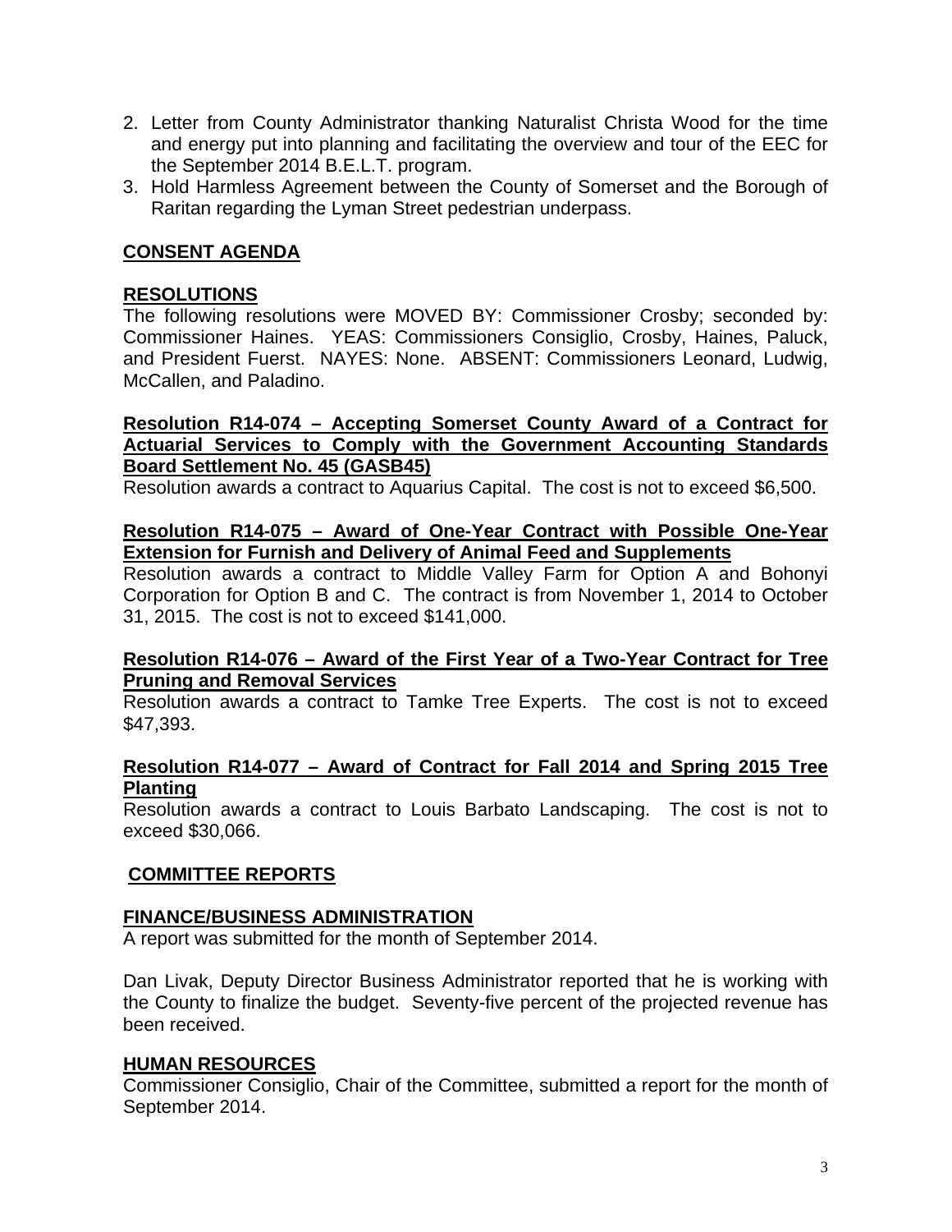2. Letter from County Administrator thanking Naturalist Christa Wood for the time and energy put into planning and facilitating the overview and tour of the EEC for the September 2014 B.E.L.T. program.
3. Hold Harmless Agreement between the County of Somerset and the Borough of Raritan regarding the Lyman Street pedestrian underpass.

## CONSENT AGENDA

## RESOLUTIONS

The following resolutions were MOVED BY: Commissioner Crosby; seconded by: Commissioner Haines. YEAS: Commissioners Consiglio, Crosby, Haines, Paluck, and President Fuerst. NAYES: None. ABSENT: Commissioners Leonard, Ludwig, McCallen, and Paladino.

**Resolution R14-074 – Accepting Somerset County Award of a Contract for Actuarial Services to Comply with the Government Accounting Standards Board Settlement No. 45 (GASB45)**

Resolution awards a contract to Aquarius Capital. The cost is not to exceed $6,500.

**Resolution R14-075 – Award of One-Year Contract with Possible One-Year Extension for Furnish and Delivery of Animal Feed and Supplements**

Resolution awards a contract to Middle Valley Farm for Option A and Bohonyi Corporation for Option B and C. The contract is from November 1, 2014 to October 31, 2015. The cost is not to exceed $141,000.

**Resolution R14-076 – Award of the First Year of a Two-Year Contract for Tree Pruning and Removal Services**

Resolution awards a contract to Tamke Tree Experts. The cost is not to exceed $47,393.

**Resolution R14-077 – Award of Contract for Fall 2014 and Spring 2015 Tree Planting**

Resolution awards a contract to Louis Barbato Landscaping. The cost is not to exceed $30,066.

## COMMITTEE REPORTS

## FINANCE/BUSINESS ADMINISTRATION

A report was submitted for the month of September 2014.

Dan Livak, Deputy Director Business Administrator reported that he is working with the County to finalize the budget. Seventy-five percent of the projected revenue has been received.

## HUMAN RESOURCES

Commissioner Consiglio, Chair of the Committee, submitted a report for the month of September 2014.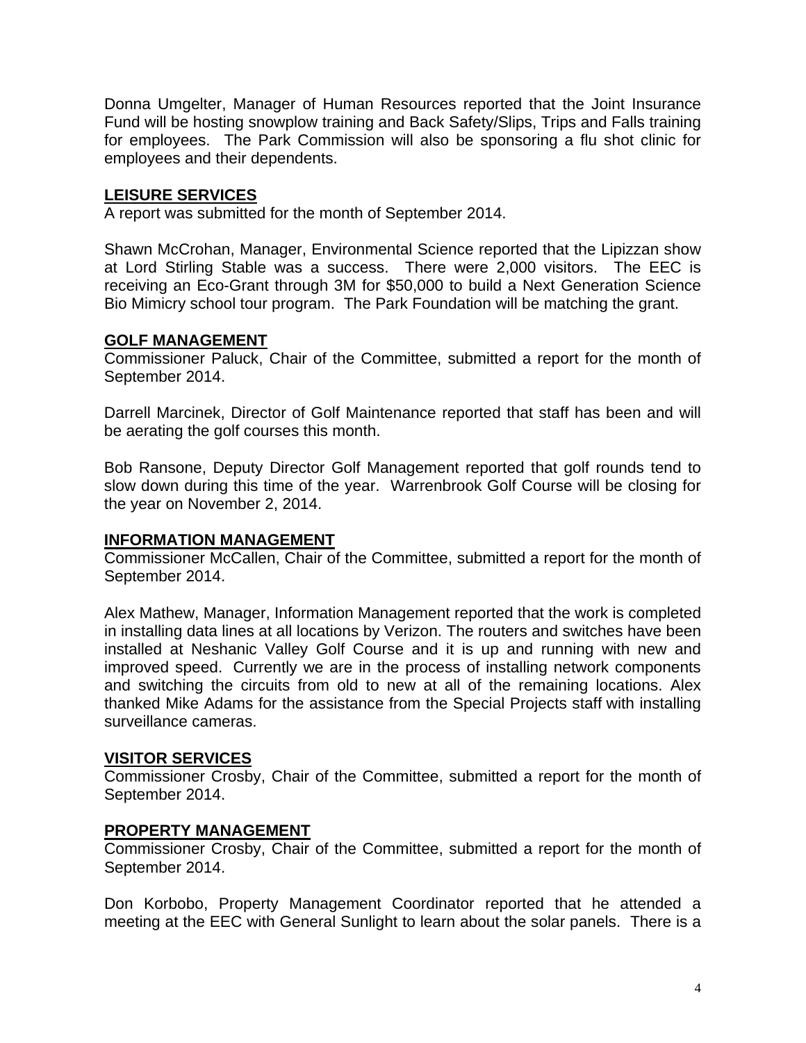Donna Umgelter, Manager of Human Resources reported that the Joint Insurance Fund will be hosting snowplow training and Back Safety/Slips, Trips and Falls training for employees. The Park Commission will also be sponsoring a flu shot clinic for employees and their dependents.

## LEISURE SERVICES

A report was submitted for the month of September 2014.

Shawn McCrohan, Manager, Environmental Science reported that the Lipizzan show at Lord Stirling Stable was a success. There were 2,000 visitors. The EEC is receiving an Eco-Grant through 3M for $50,000 to build a Next Generation Science Bio Mimicry school tour program. The Park Foundation will be matching the grant.

## GOLF MANAGEMENT

Commissioner Paluck, Chair of the Committee, submitted a report for the month of September 2014.

Darrell Marcinek, Director of Golf Maintenance reported that staff has been and will be aerating the golf courses this month.

Bob Ransone, Deputy Director Golf Management reported that golf rounds tend to slow down during this time of the year. Warrenbrook Golf Course will be closing for the year on November 2, 2014.

## INFORMATION MANAGEMENT

Commissioner McCallen, Chair of the Committee, submitted a report for the month of September 2014.

Alex Mathew, Manager, Information Management reported that the work is completed in installing data lines at all locations by Verizon. The routers and switches have been installed at Neshanic Valley Golf Course and it is up and running with new and improved speed. Currently we are in the process of installing network components and switching the circuits from old to new at all of the remaining locations. Alex thanked Mike Adams for the assistance from the Special Projects staff with installing surveillance cameras.

## VISITOR SERVICES

Commissioner Crosby, Chair of the Committee, submitted a report for the month of September 2014.

## PROPERTY MANAGEMENT

Commissioner Crosby, Chair of the Committee, submitted a report for the month of September 2014.

Don Korbobo, Property Management Coordinator reported that he attended a meeting at the EEC with General Sunlight to learn about the solar panels. There is a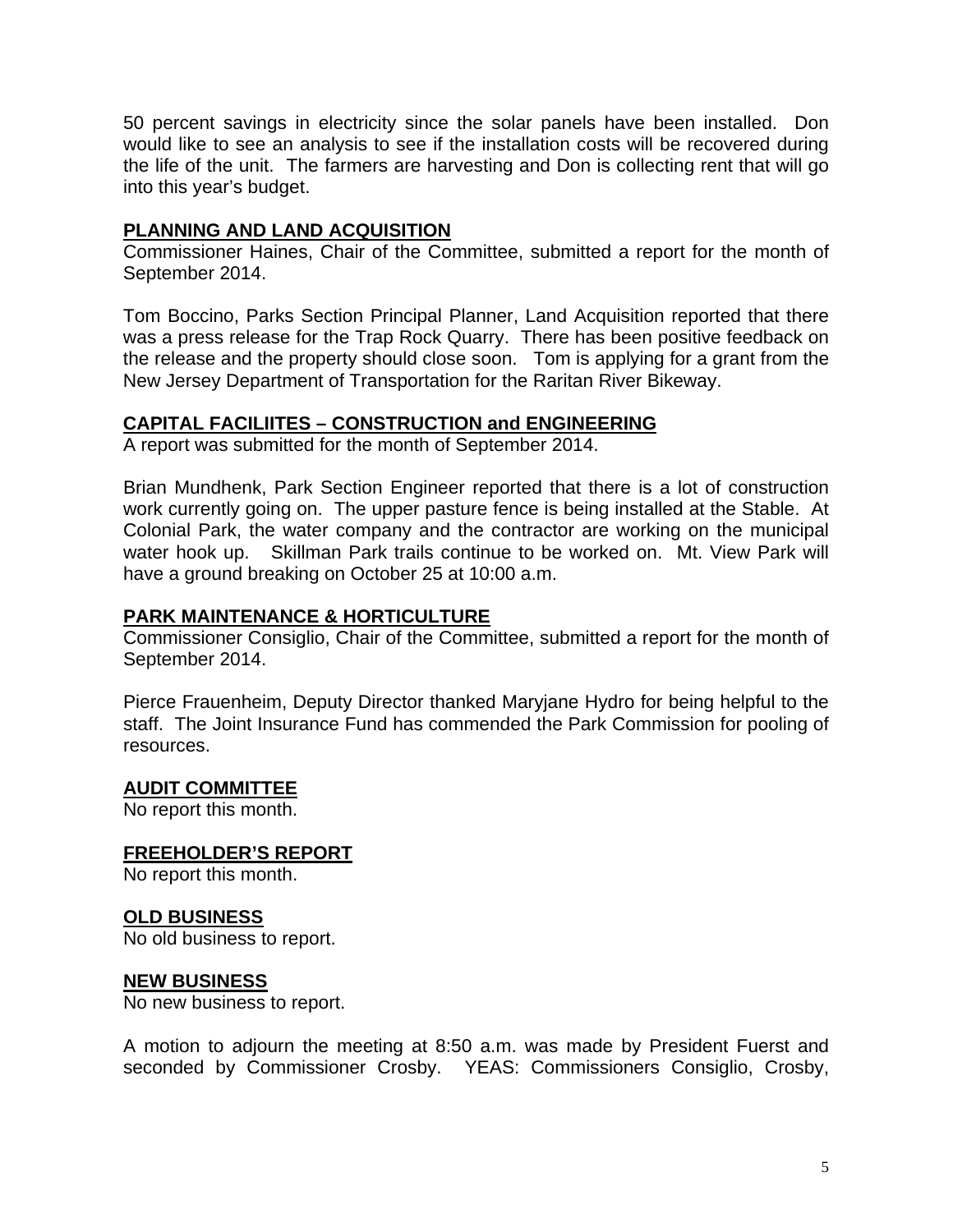50 percent savings in electricity since the solar panels have been installed. Don would like to see an analysis to see if the installation costs will be recovered during the life of the unit. The farmers are harvesting and Don is collecting rent that will go into this year's budget.

## PLANNING AND LAND ACQUISITION

Commissioner Haines, Chair of the Committee, submitted a report for the month of September 2014.

Tom Boccino, Parks Section Principal Planner, Land Acquisition reported that there was a press release for the Trap Rock Quarry. There has been positive feedback on the release and the property should close soon. Tom is applying for a grant from the New Jersey Department of Transportation for the Raritan River Bikeway.

## CAPITAL FACILIITES – CONSTRUCTION and ENGINEERING

A report was submitted for the month of September 2014.

Brian Mundhenk, Park Section Engineer reported that there is a lot of construction work currently going on. The upper pasture fence is being installed at the Stable. At Colonial Park, the water company and the contractor are working on the municipal water hook up. Skillman Park trails continue to be worked on. Mt. View Park will have a ground breaking on October 25 at 10:00 a.m.

## PARK MAINTENANCE & HORTICULTURE

Commissioner Consiglio, Chair of the Committee, submitted a report for the month of September 2014.

Pierce Frauenheim, Deputy Director thanked Maryjane Hydro for being helpful to the staff. The Joint Insurance Fund has commended the Park Commission for pooling of resources.

## AUDIT COMMITTEE

No report this month.

## FREEHOLDER'S REPORT

No report this month.

## OLD BUSINESS

No old business to report.

## NEW BUSINESS

No new business to report.

A motion to adjourn the meeting at 8:50 a.m. was made by President Fuerst and seconded by Commissioner Crosby. YEAS: Commissioners Consiglio, Crosby,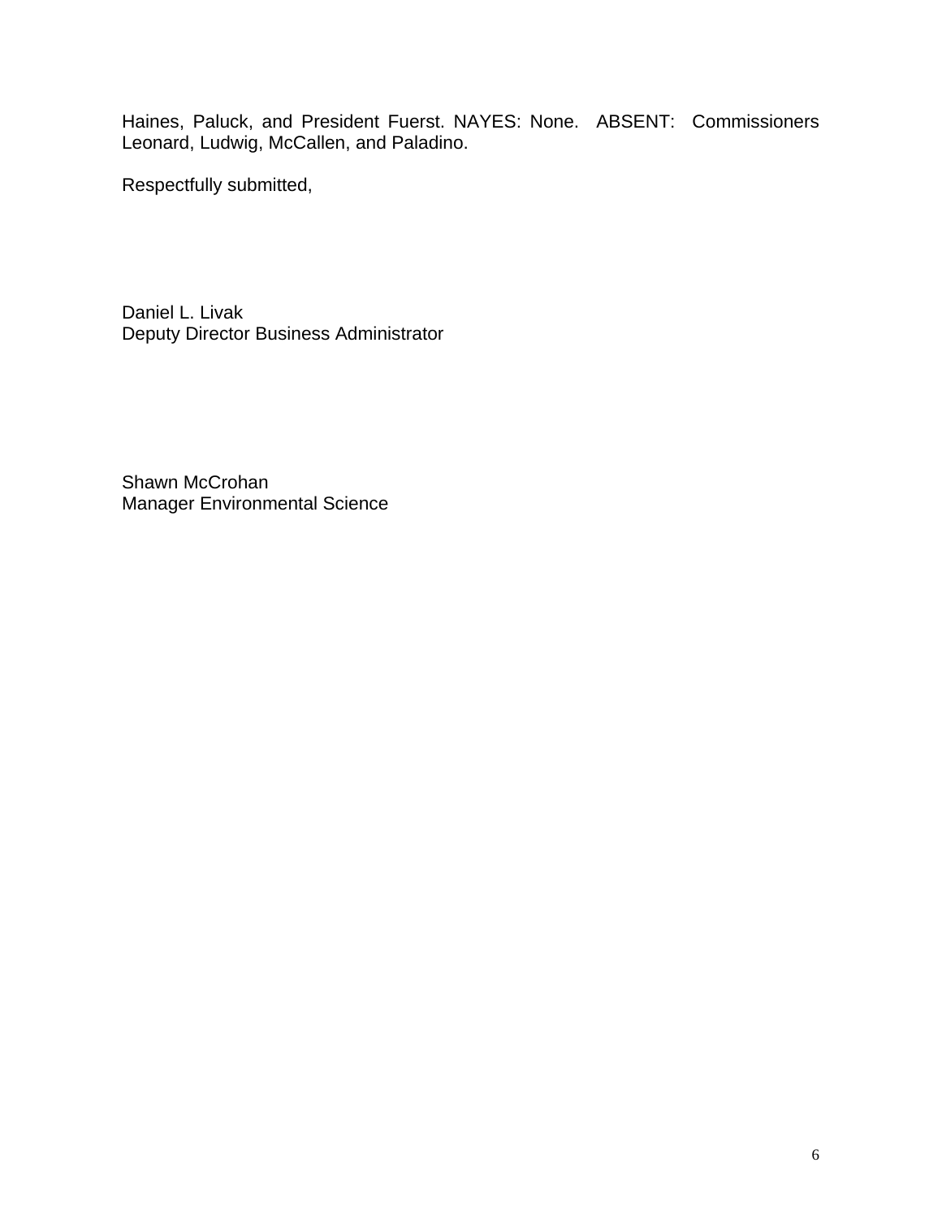Haines, Paluck, and President Fuerst. NAYES: None. ABSENT: Commissioners Leonard, Ludwig, McCallen, and Paladino.

Respectfully submitted,

Daniel L. Livak
Deputy Director Business Administrator

Shawn McCrohan
Manager Environmental Science